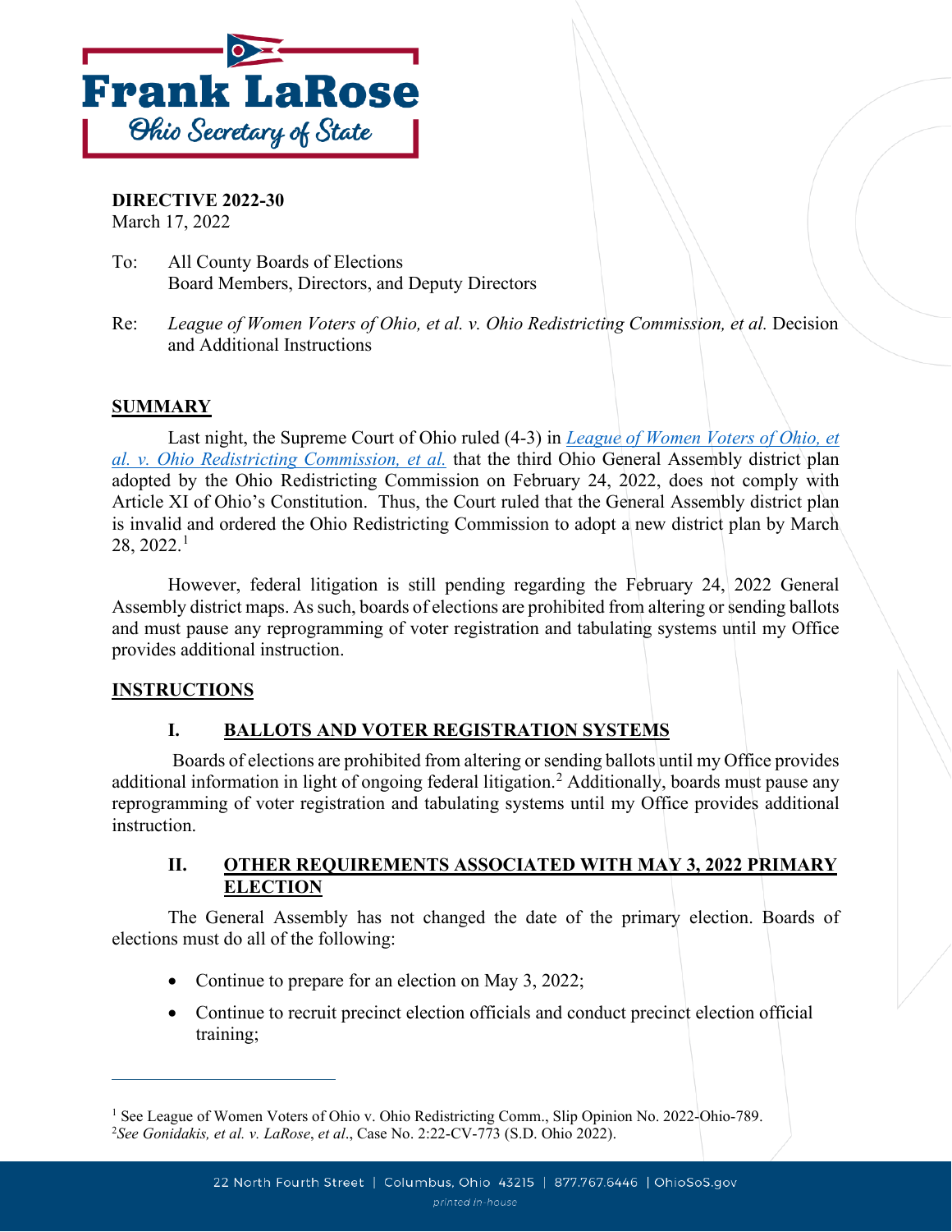**Frank LaRose**

*Ohio Secretary of State*

**DIRECTIVE 2022-30**
March 17, 2022

To: All County Boards of Elections
Board Members, Directors, and Deputy Directors

Re: *League of Women Voters of Ohio, et al. v. Ohio Redistricting Commission, et al.* Decision and Additional Instructions

## SUMMARY

Last night, the Supreme Court of Ohio ruled (4-3) in *League of Women Voters of Ohio, et al. v. Ohio Redistricting Commission, et al.* that the third Ohio General Assembly district plan adopted by the Ohio Redistricting Commission on February 24, 2022, does not comply with Article XI of Ohio's Constitution. Thus, the Court ruled that the General Assembly district plan is invalid and ordered the Ohio Redistricting Commission to adopt a new district plan by March 28, 2022.[1]

However, federal litigation is still pending regarding the February 24, 2022 General Assembly district maps. As such, boards of elections are prohibited from altering or sending ballots and must pause any reprogramming of voter registration and tabulating systems until my Office provides additional instruction.

## INSTRUCTIONS

### I. BALLOTS AND VOTER REGISTRATION SYSTEMS

Boards of elections are prohibited from altering or sending ballots until my Office provides additional information in light of ongoing federal litigation.[2] Additionally, boards must pause any reprogramming of voter registration and tabulating systems until my Office provides additional instruction.

### II. OTHER REQUIREMENTS ASSOCIATED WITH MAY 3, 2022 PRIMARY ELECTION

The General Assembly has not changed the date of the primary election. Boards of elections must do all of the following:

- Continue to prepare for an election on May 3, 2022;
- Continue to recruit precinct election officials and conduct precinct election official training;

---

[1] See League of Women Voters of Ohio v. Ohio Redistricting Comm., Slip Opinion No. 2022-Ohio-789.
[2] *See Gonidakis, et al. v. LaRose, et al.*, Case No. 2:22-CV-773 (S.D. Ohio 2022).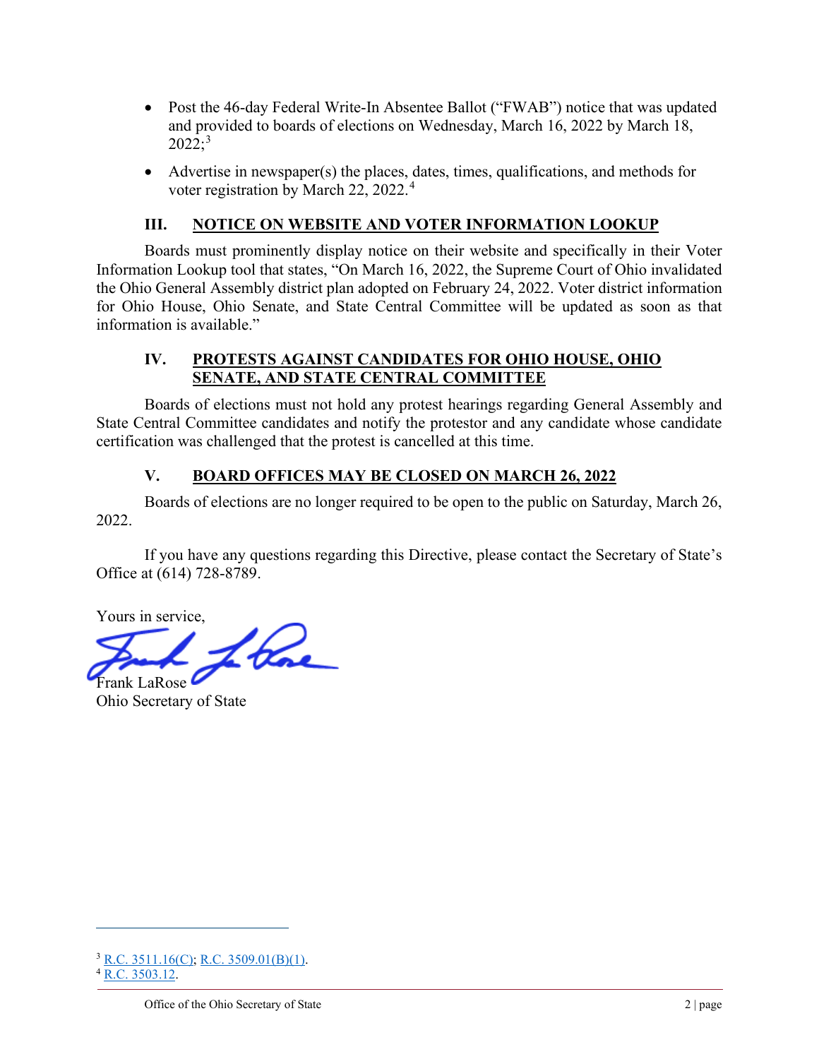- Post the 46-day Federal Write-In Absentee Ballot ("FWAB") notice that was updated and provided to boards of elections on Wednesday, March 16, 2022 by March 18, 2022;[3]
- Advertise in newspaper(s) the places, dates, times, qualifications, and methods for voter registration by March 22, 2022.[4]

## III. NOTICE ON WEBSITE AND VOTER INFORMATION LOOKUP

Boards must prominently display notice on their website and specifically in their Voter Information Lookup tool that states, "On March 16, 2022, the Supreme Court of Ohio invalidated the Ohio General Assembly district plan adopted on February 24, 2022. Voter district information for Ohio House, Ohio Senate, and State Central Committee will be updated as soon as that information is available."

## IV. PROTESTS AGAINST CANDIDATES FOR OHIO HOUSE, OHIO SENATE, AND STATE CENTRAL COMMITTEE

Boards of elections must not hold any protest hearings regarding General Assembly and State Central Committee candidates and notify the protestor and any candidate whose candidate certification was challenged that the protest is cancelled at this time.

## V. BOARD OFFICES MAY BE CLOSED ON MARCH 26, 2022

Boards of elections are no longer required to be open to the public on Saturday, March 26, 2022.

If you have any questions regarding this Directive, please contact the Secretary of State's Office at (614) 728-8789.

Yours in service,

Frank LaRose
Ohio Secretary of State

---

[3] R.C. 3511.16(C); R.C. 3509.01(B)(1).

[4] R.C. 3503.12.